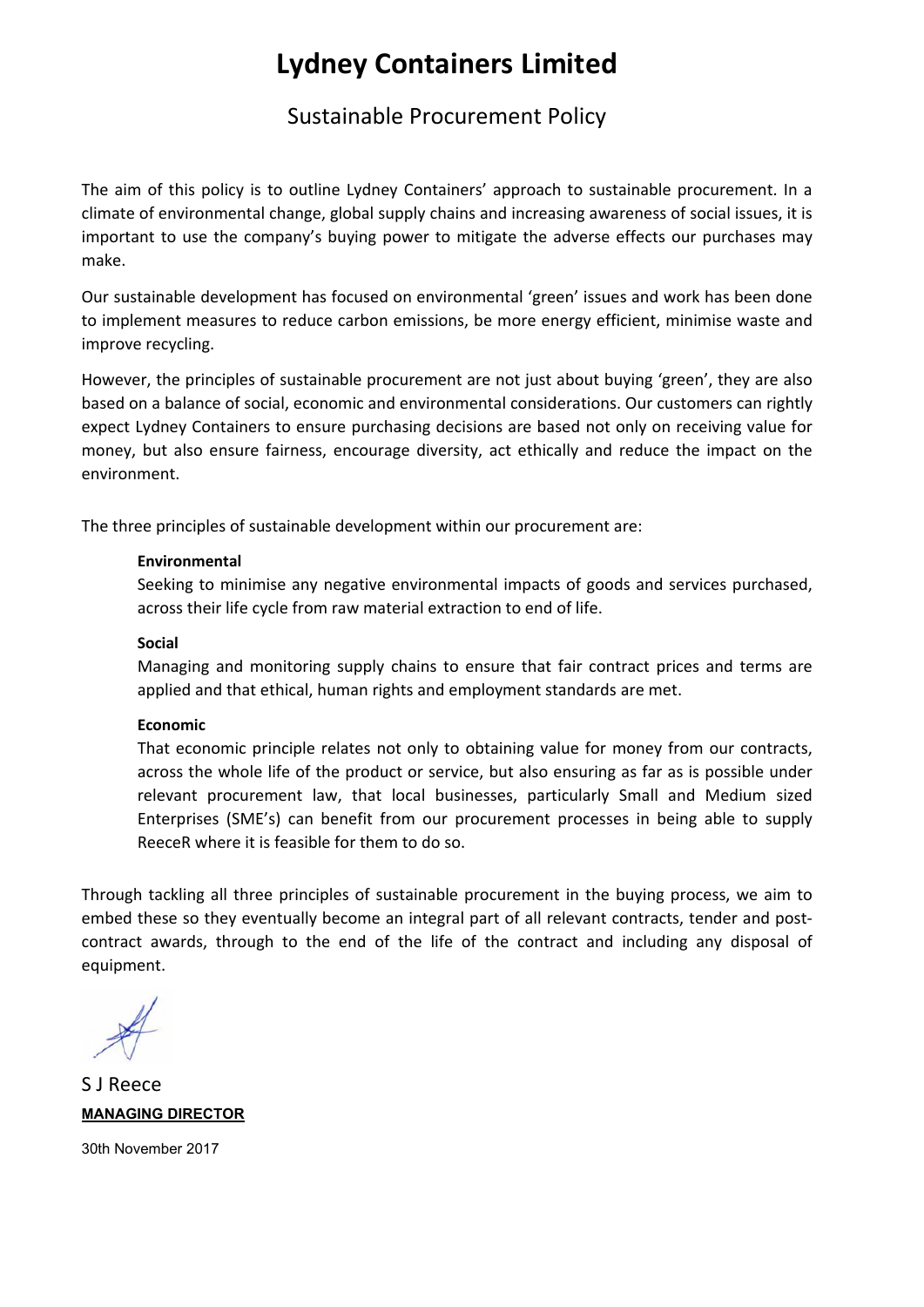# Lydney Containers Limited

## Sustainable Procurement Policy

The aim of this policy is to outline Lydney Containers' approach to sustainable procurement. In a climate of environmental change, global supply chains and increasing awareness of social issues, it is important to use the company's buying power to mitigate the adverse effects our purchases may make.

Our sustainable development has focused on environmental 'green' issues and work has been done to implement measures to reduce carbon emissions, be more energy efficient, minimise waste and improve recycling.

However, the principles of sustainable procurement are not just about buying 'green', they are also based on a balance of social, economic and environmental considerations. Our customers can rightly expect Lydney Containers to ensure purchasing decisions are based not only on receiving value for money, but also ensure fairness, encourage diversity, act ethically and reduce the impact on the environment.

The three principles of sustainable development within our procurement are:

**Environmental**
Seeking to minimise any negative environmental impacts of goods and services purchased, across their life cycle from raw material extraction to end of life.

**Social**
Managing and monitoring supply chains to ensure that fair contract prices and terms are applied and that ethical, human rights and employment standards are met.

**Economic**
That economic principle relates not only to obtaining value for money from our contracts, across the whole life of the product or service, but also ensuring as far as is possible under relevant procurement law, that local businesses, particularly Small and Medium sized Enterprises (SME's) can benefit from our procurement processes in being able to supply ReeceR where it is feasible for them to do so.

Through tackling all three principles of sustainable procurement in the buying process, we aim to embed these so they eventually become an integral part of all relevant contracts, tender and post-contract awards, through to the end of the life of the contract and including any disposal of equipment.

S J Reece
**MANAGING DIRECTOR**

30th November 2017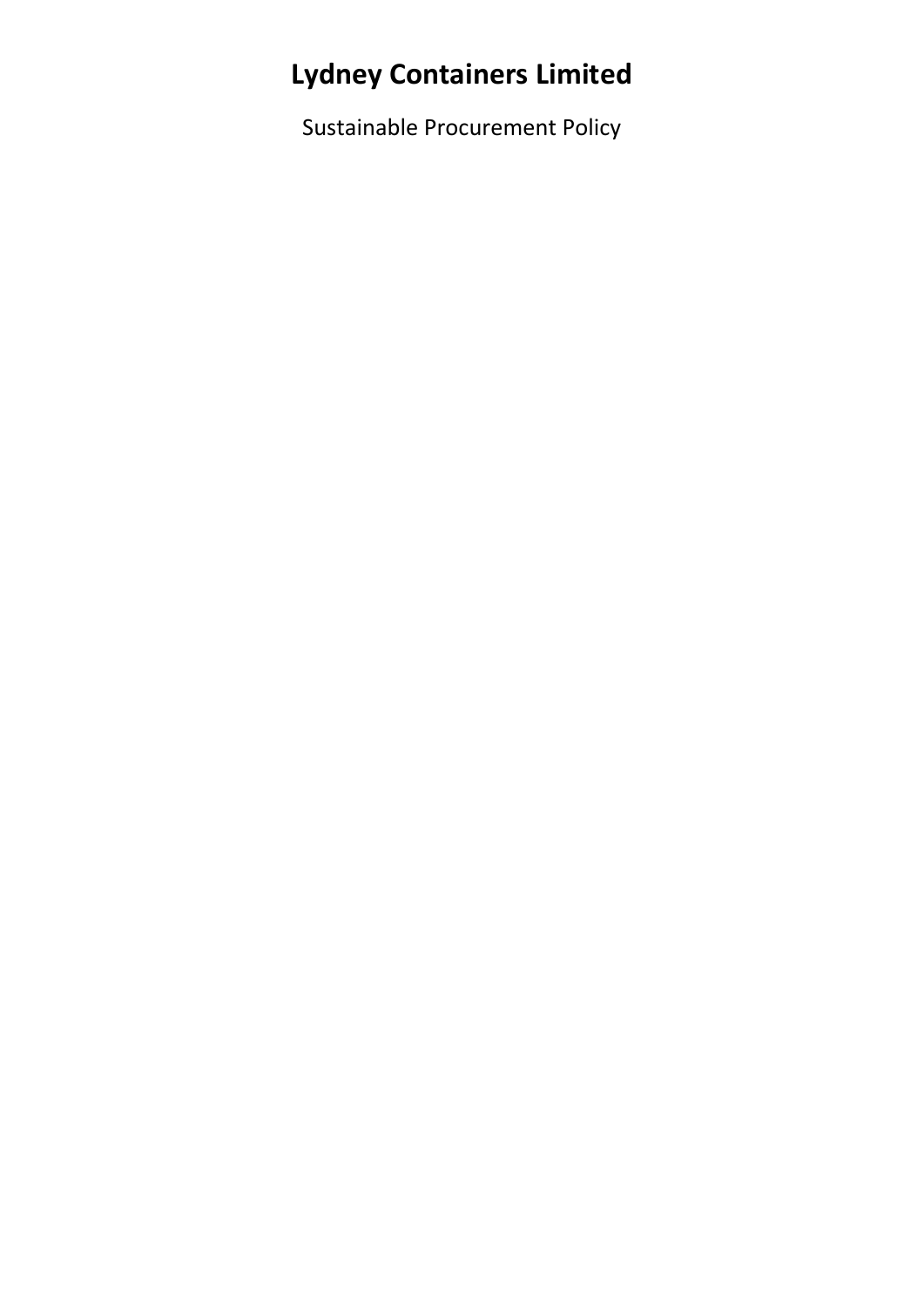# Lydney Containers Limited

Sustainable Procurement Policy